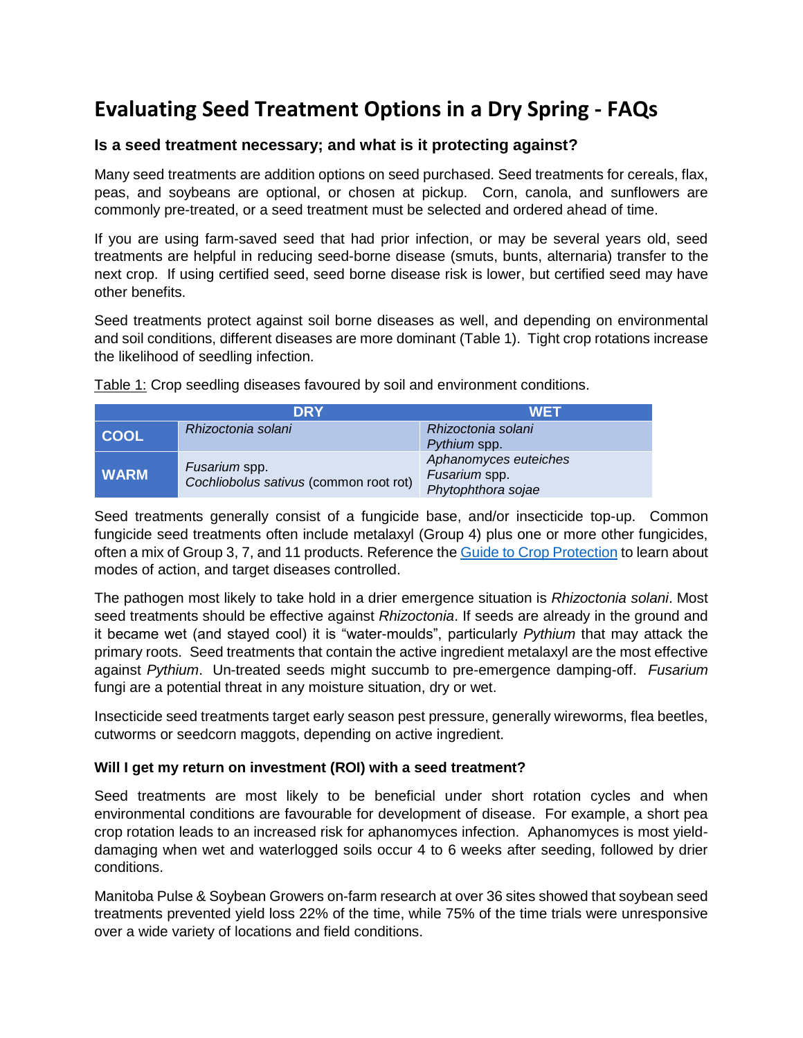# Evaluating Seed Treatment Options in a Dry Spring - FAQs

### Is a seed treatment necessary; and what is it protecting against?

Many seed treatments are addition options on seed purchased. Seed treatments for cereals, flax, peas, and soybeans are optional, or chosen at pickup. Corn, canola, and sunflowers are commonly pre-treated, or a seed treatment must be selected and ordered ahead of time.

If you are using farm-saved seed that had prior infection, or may be several years old, seed treatments are helpful in reducing seed-borne disease (smuts, bunts, alternaria) transfer to the next crop. If using certified seed, seed borne disease risk is lower, but certified seed may have other benefits.

Seed treatments protect against soil borne diseases as well, and depending on environmental and soil conditions, different diseases are more dominant (Table 1). Tight crop rotations increase the likelihood of seedling infection.

Table 1: Crop seedling diseases favoured by soil and environment conditions.

| | DRY | WET |
|---|---|---|
| **COOL** | *Rhizoctonia solani* | *Rhizoctonia solani*<br>*Pythium* spp. |
| **WARM** | *Fusarium* spp.<br>*Cochliobolus sativus* (common root rot) | *Aphanomyces euteiches*<br>*Fusarium* spp.<br>*Phytophthora sojae* |

Seed treatments generally consist of a fungicide base, and/or insecticide top-up. Common fungicide seed treatments often include metalaxyl (Group 4) plus one or more other fungicides, often a mix of Group 3, 7, and 11 products. Reference the [Guide to Crop Protection] to learn about modes of action, and target diseases controlled.

The pathogen most likely to take hold in a drier emergence situation is *Rhizoctonia solani*. Most seed treatments should be effective against *Rhizoctonia*. If seeds are already in the ground and it became wet (and stayed cool) it is "water-moulds", particularly *Pythium* that may attack the primary roots. Seed treatments that contain the active ingredient metalaxyl are the most effective against *Pythium*. Un-treated seeds might succumb to pre-emergence damping-off. *Fusarium* fungi are a potential threat in any moisture situation, dry or wet.

Insecticide seed treatments target early season pest pressure, generally wireworms, flea beetles, cutworms or seedcorn maggots, depending on active ingredient.

### Will I get my return on investment (ROI) with a seed treatment?

Seed treatments are most likely to be beneficial under short rotation cycles and when environmental conditions are favourable for development of disease. For example, a short pea crop rotation leads to an increased risk for aphanomyces infection. Aphanomyces is most yield-damaging when wet and waterlogged soils occur 4 to 6 weeks after seeding, followed by drier conditions.

Manitoba Pulse & Soybean Growers on-farm research at over 36 sites showed that soybean seed treatments prevented yield loss 22% of the time, while 75% of the time trials were unresponsive over a wide variety of locations and field conditions.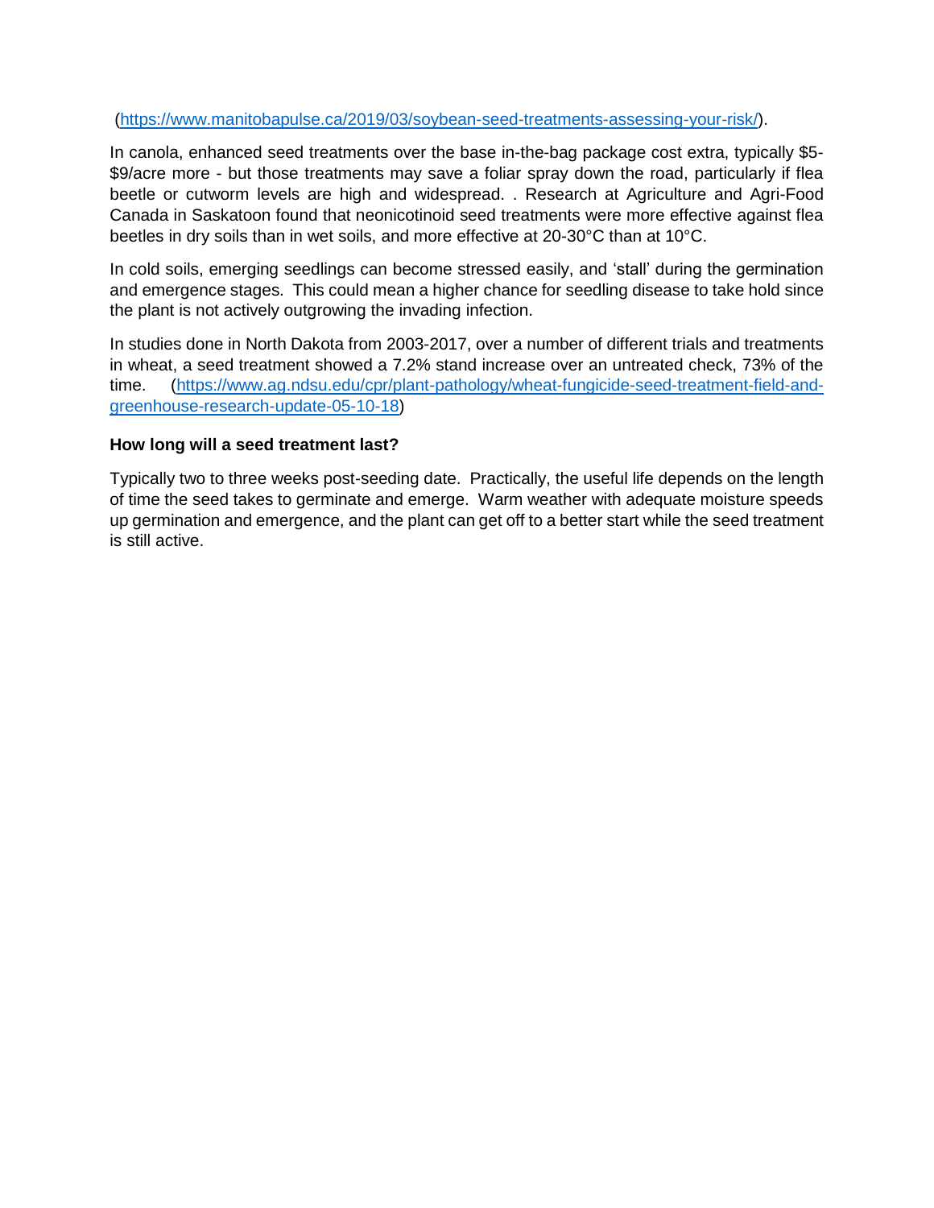(https://www.manitobapulse.ca/2019/03/soybean-seed-treatments-assessing-your-risk/).

In canola, enhanced seed treatments over the base in-the-bag package cost extra, typically $5-$9/acre more - but those treatments may save a foliar spray down the road, particularly if flea beetle or cutworm levels are high and widespread. . Research at Agriculture and Agri-Food Canada in Saskatoon found that neonicotinoid seed treatments were more effective against flea beetles in dry soils than in wet soils, and more effective at 20-30°C than at 10°C.

In cold soils, emerging seedlings can become stressed easily, and 'stall' during the germination and emergence stages. This could mean a higher chance for seedling disease to take hold since the plant is not actively outgrowing the invading infection.

In studies done in North Dakota from 2003-2017, over a number of different trials and treatments in wheat, a seed treatment showed a 7.2% stand increase over an untreated check, 73% of the time. (https://www.ag.ndsu.edu/cpr/plant-pathology/wheat-fungicide-seed-treatment-field-and-greenhouse-research-update-05-10-18)

**How long will a seed treatment last?**

Typically two to three weeks post-seeding date. Practically, the useful life depends on the length of time the seed takes to germinate and emerge. Warm weather with adequate moisture speeds up germination and emergence, and the plant can get off to a better start while the seed treatment is still active.